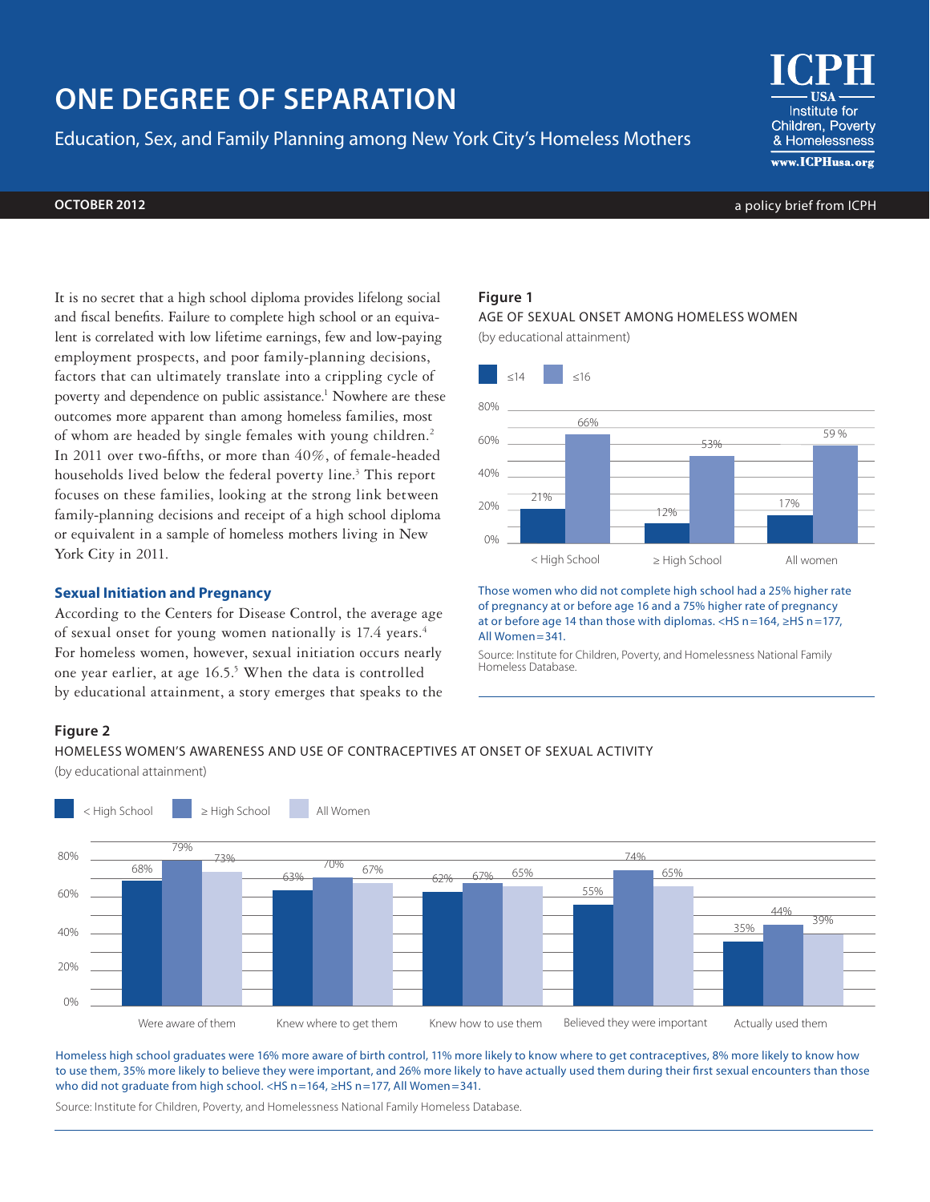# ONE DEGREE OF SEPARATION

Education, Sex, and Family Planning among New York City's Homeless Mothers

ICPH USA Institute for Children, Poverty & Homelessness
www.ICPHusa.org

**OCTOBER 2012**

a policy brief from ICPH

It is no secret that a high school diploma provides lifelong social and fiscal benefits. Failure to complete high school or an equivalent is correlated with low lifetime earnings, few and low-paying employment prospects, and poor family-planning decisions, factors that can ultimately translate into a crippling cycle of poverty and dependence on public assistance.[1] Nowhere are these outcomes more apparent than among homeless families, most of whom are headed by single females with young children.[2] In 2011 over two-fifths, or more than 40%, of female-headed households lived below the federal poverty line.[3] This report focuses on these families, looking at the strong link between family-planning decisions and receipt of a high school diploma or equivalent in a sample of homeless mothers living in New York City in 2011.

## Sexual Initiation and Pregnancy

According to the Centers for Disease Control, the average age of sexual onset for young women nationally is 17.4 years.[4] For homeless women, however, sexual initiation occurs nearly one year earlier, at age 16.5.[5] When the data is controlled by educational attainment, a story emerges that speaks to the

**Figure 1**

AGE OF SEXUAL ONSET AMONG HOMELESS WOMEN

(by educational attainment)

| | ≤14 | ≤16 |
|---|---|---|
| < High School | 21% | 66% |
| ≥ High School | 12% | 53% |
| All women | 17% | 59 % |

Those women who did not complete high school had a 25% higher rate of pregnancy at or before age 16 and a 75% higher rate of pregnancy at or before age 14 than those with diplomas. <HS n=164, ≥HS n=177, All Women=341.

Source: Institute for Children, Poverty, and Homelessness National Family Homeless Database.

**Figure 2**

HOMELESS WOMEN'S AWARENESS AND USE OF CONTRACEPTIVES AT ONSET OF SEXUAL ACTIVITY

(by educational attainment)

| | < High School | ≥ High School | All Women |
|---|---|---|---|
| Were aware of them | 68% | 79% | 73% |
| Knew where to get them | 63% | 70% | 67% |
| Knew how to use them | 62% | 67% | 65% |
| Believed they were important | 55% | 74% | 65% |
| Actually used them | 35% | 44% | 39% |

Homeless high school graduates were 16% more aware of birth control, 11% more likely to know where to get contraceptives, 8% more likely to know how to use them, 35% more likely to believe they were important, and 26% more likely to have actually used them during their first sexual encounters than those who did not graduate from high school. <HS n=164, ≥HS n=177, All Women=341.

Source: Institute for Children, Poverty, and Homelessness National Family Homeless Database.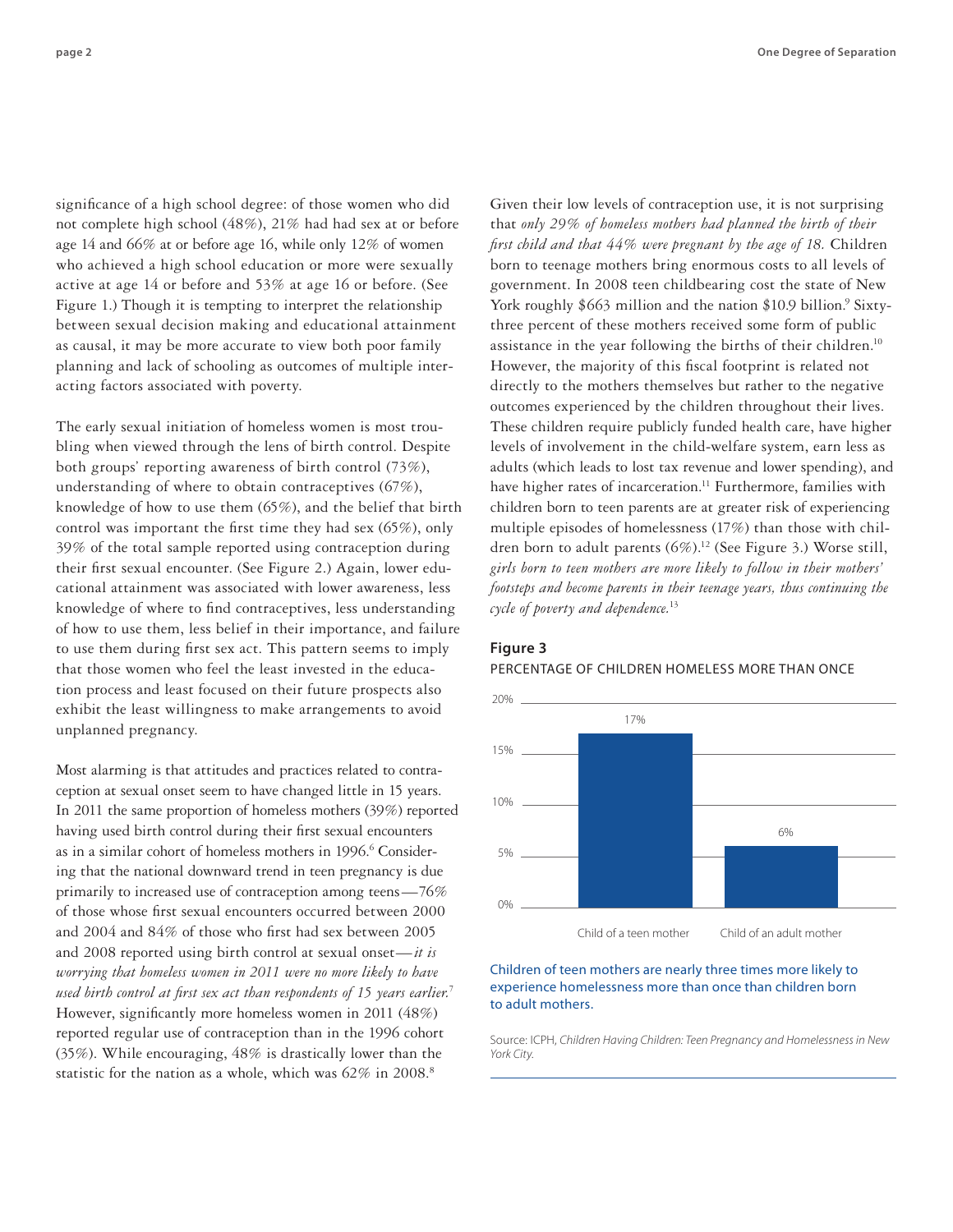significance of a high school degree: of those women who did not complete high school (48%), 21% had had sex at or before age 14 and 66% at or before age 16, while only 12% of women who achieved a high school education or more were sexually active at age 14 or before and 53% at age 16 or before. (See Figure 1.) Though it is tempting to interpret the relationship between sexual decision making and educational attainment as causal, it may be more accurate to view both poor family planning and lack of schooling as outcomes of multiple interacting factors associated with poverty.

The early sexual initiation of homeless women is most troubling when viewed through the lens of birth control. Despite both groups' reporting awareness of birth control (73%), understanding of where to obtain contraceptives (67%), knowledge of how to use them (65%), and the belief that birth control was important the first time they had sex (65%), only 39% of the total sample reported using contraception during their first sexual encounter. (See Figure 2.) Again, lower educational attainment was associated with lower awareness, less knowledge of where to find contraceptives, less understanding of how to use them, less belief in their importance, and failure to use them during first sex act. This pattern seems to imply that those women who feel the least invested in the education process and least focused on their future prospects also exhibit the least willingness to make arrangements to avoid unplanned pregnancy.

Most alarming is that attitudes and practices related to contraception at sexual onset seem to have changed little in 15 years. In 2011 the same proportion of homeless mothers (39%) reported having used birth control during their first sexual encounters as in a similar cohort of homeless mothers in 1996.[6] Considering that the national downward trend in teen pregnancy is due primarily to increased use of contraception among teens—76% of those whose first sexual encounters occurred between 2000 and 2004 and 84% of those who first had sex between 2005 and 2008 reported using birth control at sexual onset—*it is worrying that homeless women in 2011 were no more likely to have used birth control at first sex act than respondents of 15 years earlier.*[7] However, significantly more homeless women in 2011 (48%) reported regular use of contraception than in the 1996 cohort (35%). While encouraging, 48% is drastically lower than the statistic for the nation as a whole, which was 62% in 2008.[8]

Given their low levels of contraception use, it is not surprising that *only 29% of homeless mothers had planned the birth of their first child and that 44% were pregnant by the age of 18.* Children born to teenage mothers bring enormous costs to all levels of government. In 2008 teen childbearing cost the state of New York roughly $663 million and the nation $10.9 billion.[9] Sixty-three percent of these mothers received some form of public assistance in the year following the births of their children.[10] However, the majority of this fiscal footprint is related not directly to the mothers themselves but rather to the negative outcomes experienced by the children throughout their lives. These children require publicly funded health care, have higher levels of involvement in the child-welfare system, earn less as adults (which leads to lost tax revenue and lower spending), and have higher rates of incarceration.[11] Furthermore, families with children born to teen parents are at greater risk of experiencing multiple episodes of homelessness (17%) than those with children born to adult parents (6%).[12] (See Figure 3.) Worse still, *girls born to teen mothers are more likely to follow in their mothers' footsteps and become parents in their teenage years, thus continuing the cycle of poverty and dependence.*[13]

**Figure 3**

PERCENTAGE OF CHILDREN HOMELESS MORE THAN ONCE

| | Percentage |
|---|---|
| Child of a teen mother | 17% |
| Child of an adult mother | 6% |

Children of teen mothers are nearly three times more likely to experience homelessness more than once than children born to adult mothers.

Source: ICPH, *Children Having Children: Teen Pregnancy and Homelessness in New York City.*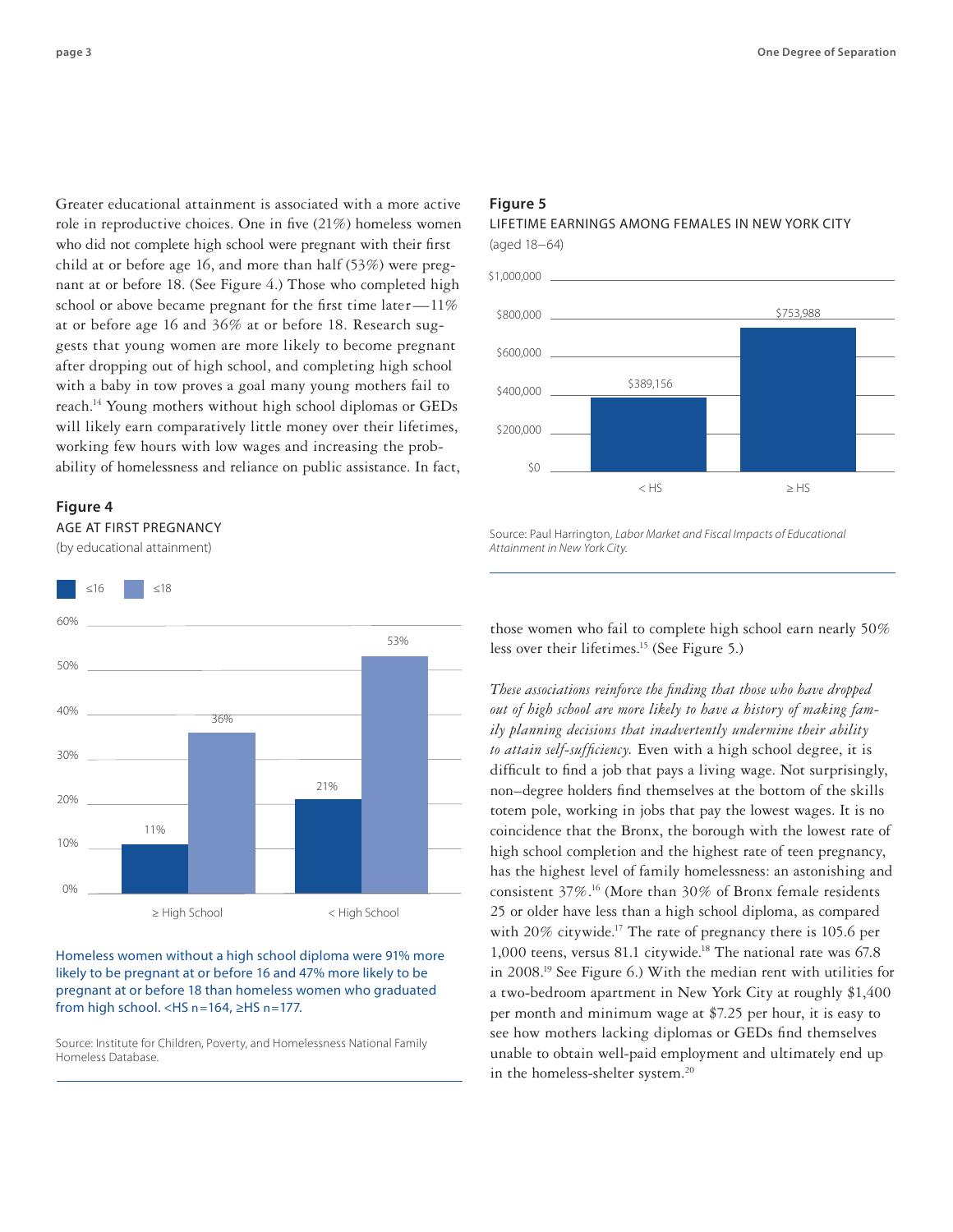Greater educational attainment is associated with a more active role in reproductive choices. One in five (21%) homeless women who did not complete high school were pregnant with their first child at or before age 16, and more than half (53%) were pregnant at or before 18. (See Figure 4.) Those who completed high school or above became pregnant for the first time later—11% at or before age 16 and 36% at or before 18. Research suggests that young women are more likely to become pregnant after dropping out of high school, and completing high school with a baby in tow proves a goal many young mothers fail to reach.[14] Young mothers without high school diplomas or GEDs will likely earn comparatively little money over their lifetimes, working few hours with low wages and increasing the probability of homelessness and reliance on public assistance. In fact, those women who fail to complete high school earn nearly 50% less over their lifetimes.[15] (See Figure 5.)

**Figure 4**

AGE AT FIRST PREGNANCY

(by educational attainment)

| | ≤16 | ≤18 |
|---|---|---|
| ≥ High School | 11% | 36% |
| < High School | 21% | 53% |

Homeless women without a high school diploma were 91% more likely to be pregnant at or before 16 and 47% more likely to be pregnant at or before 18 than homeless women who graduated from high school. <HS n=164, ≥HS n=177.

Source: Institute for Children, Poverty, and Homelessness National Family Homeless Database.

**Figure 5**

LIFETIME EARNINGS AMONG FEMALES IN NEW YORK CITY

(aged 18–64)

| | Lifetime Earnings |
|---|---|
| < HS | $389,156 |
| ≥ HS | $753,988 |

Source: Paul Harrington, *Labor Market and Fiscal Impacts of Educational Attainment in New York City.*

*These associations reinforce the finding that those who have dropped out of high school are more likely to have a history of making family planning decisions that inadvertently undermine their ability to attain self-sufficiency.* Even with a high school degree, it is difficult to find a job that pays a living wage. Not surprisingly, non–degree holders find themselves at the bottom of the skills totem pole, working in jobs that pay the lowest wages. It is no coincidence that the Bronx, the borough with the lowest rate of high school completion and the highest rate of teen pregnancy, has the highest level of family homelessness: an astonishing and consistent 37%.[16] (More than 30% of Bronx female residents 25 or older have less than a high school diploma, as compared with 20% citywide.[17] The rate of pregnancy there is 105.6 per 1,000 teens, versus 81.1 citywide.[18] The national rate was 67.8 in 2008.[19] See Figure 6.) With the median rent with utilities for a two-bedroom apartment in New York City at roughly $1,400 per month and minimum wage at $7.25 per hour, it is easy to see how mothers lacking diplomas or GEDs find themselves unable to obtain well-paid employment and ultimately end up in the homeless-shelter system.[20]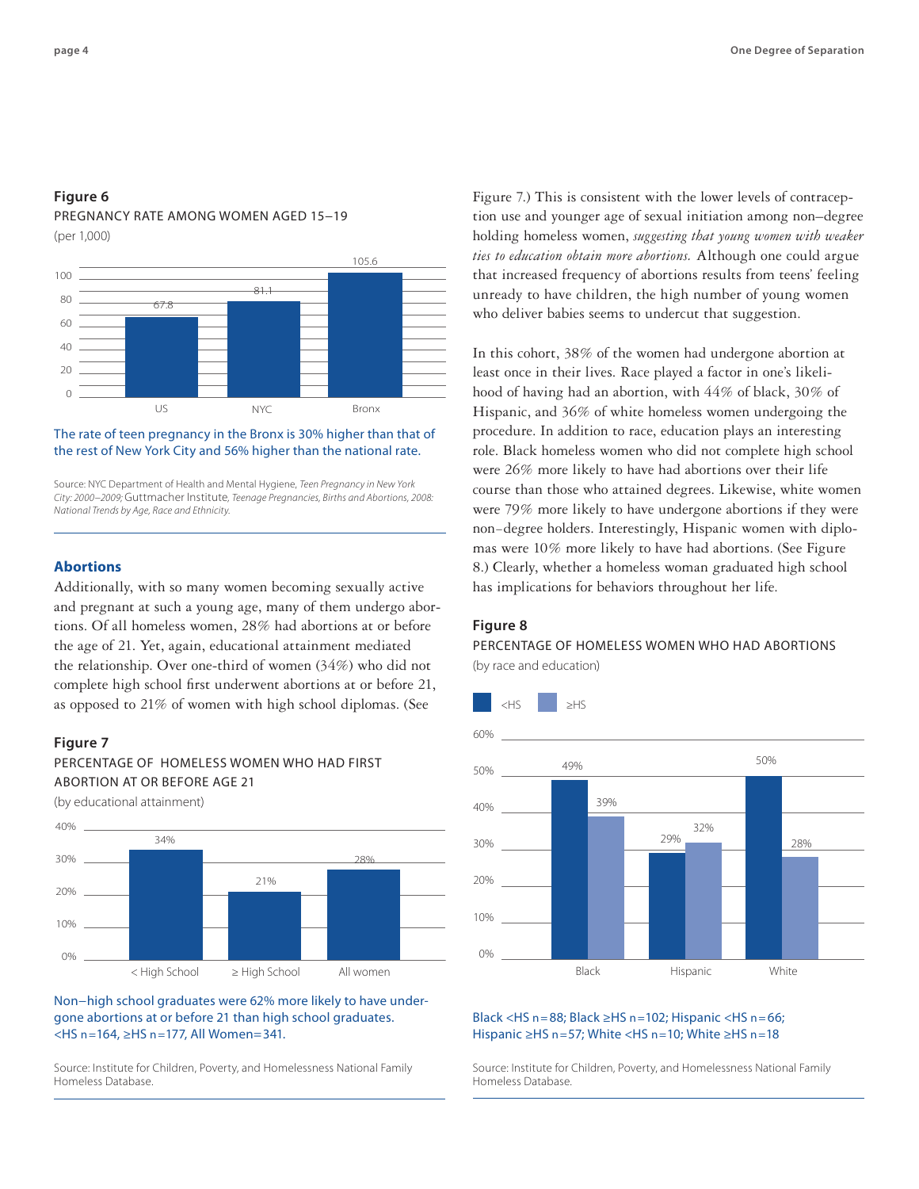**Figure 6**

PREGNANCY RATE AMONG WOMEN AGED 15–19

(per 1,000)

| | US | NYC | Bronx |
|---|---|---|---|
| Pregnancy rate | 67.8 | 81.1 | 105.6 |

The rate of teen pregnancy in the Bronx is 30% higher than that of the rest of New York City and 56% higher than the national rate.

Source: NYC Department of Health and Mental Hygiene, *Teen Pregnancy in New York City: 2000–2009;* Guttmacher Institute, *Teenage Pregnancies, Births and Abortions, 2008: National Trends by Age, Race and Ethnicity.*

## Abortions

Additionally, with so many women becoming sexually active and pregnant at such a young age, many of them undergo abortions. Of all homeless women, 28% had abortions at or before the age of 21. Yet, again, educational attainment mediated the relationship. Over one-third of women (34%) who did not complete high school first underwent abortions at or before 21, as opposed to 21% of women with high school diplomas. (See Figure 7.) This is consistent with the lower levels of contraception use and younger age of sexual initiation among non–degree holding homeless women, *suggesting that young women with weaker ties to education obtain more abortions.* Although one could argue that increased frequency of abortions results from teens' feeling unready to have children, the high number of young women who deliver babies seems to undercut that suggestion.

**Figure 7**

PERCENTAGE OF HOMELESS WOMEN WHO HAD FIRST ABORTION AT OR BEFORE AGE 21

(by educational attainment)

| | < High School | ≥ High School | All women |
|---|---|---|---|
| Percentage | 34% | 21% | 28% |

Non–high school graduates were 62% more likely to have undergone abortions at or before 21 than high school graduates. <HS n=164, ≥HS n=177, All Women=341.

Source: Institute for Children, Poverty, and Homelessness National Family Homeless Database.

In this cohort, 38% of the women had undergone abortion at least once in their lives. Race played a factor in one's likelihood of having had an abortion, with 44% of black, 30% of Hispanic, and 36% of white homeless women undergoing the procedure. In addition to race, education plays an interesting role. Black homeless women who did not complete high school were 26% more likely to have had abortions over their life course than those who attained degrees. Likewise, white women were 79% more likely to have undergone abortions if they were non–degree holders. Interestingly, Hispanic women with diplomas were 10% more likely to have had abortions. (See Figure 8.) Clearly, whether a homeless woman graduated high school has implications for behaviors throughout her life.

**Figure 8**

PERCENTAGE OF HOMELESS WOMEN WHO HAD ABORTIONS

(by race and education)

| | <HS | ≥HS |
|---|---|---|
| Black | 49% | 39% |
| Hispanic | 29% | 32% |
| White | 50% | 28% |

Black <HS n=88; Black ≥HS n=102; Hispanic <HS n=66; Hispanic ≥HS n=57; White <HS n=10; White ≥HS n=18

Source: Institute for Children, Poverty, and Homelessness National Family Homeless Database.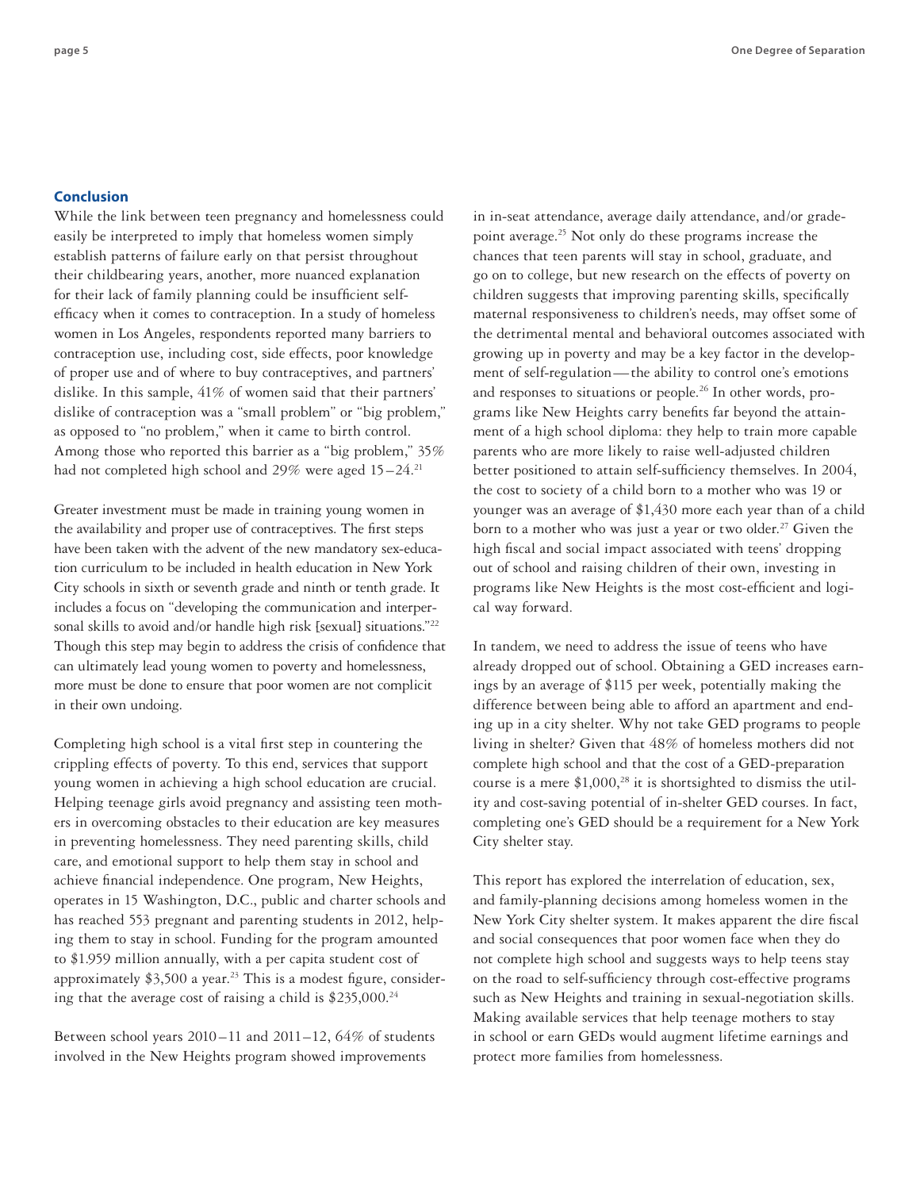## Conclusion

While the link between teen pregnancy and homelessness could easily be interpreted to imply that homeless women simply establish patterns of failure early on that persist throughout their childbearing years, another, more nuanced explanation for their lack of family planning could be insufficient self-efficacy when it comes to contraception. In a study of homeless women in Los Angeles, respondents reported many barriers to contraception use, including cost, side effects, poor knowledge of proper use and of where to buy contraceptives, and partners' dislike. In this sample, 41% of women said that their partners' dislike of contraception was a "small problem" or "big problem," as opposed to "no problem," when it came to birth control. Among those who reported this barrier as a "big problem," 35% had not completed high school and 29% were aged 15–24.[21]

Greater investment must be made in training young women in the availability and proper use of contraceptives. The first steps have been taken with the advent of the new mandatory sex-education curriculum to be included in health education in New York City schools in sixth or seventh grade and ninth or tenth grade. It includes a focus on "developing the communication and interpersonal skills to avoid and/or handle high risk [sexual] situations."[22] Though this step may begin to address the crisis of confidence that can ultimately lead young women to poverty and homelessness, more must be done to ensure that poor women are not complicit in their own undoing.

Completing high school is a vital first step in countering the crippling effects of poverty. To this end, services that support young women in achieving a high school education are crucial. Helping teenage girls avoid pregnancy and assisting teen mothers in overcoming obstacles to their education are key measures in preventing homelessness. They need parenting skills, child care, and emotional support to help them stay in school and achieve financial independence. One program, New Heights, operates in 15 Washington, D.C., public and charter schools and has reached 553 pregnant and parenting students in 2012, helping them to stay in school. Funding for the program amounted to $1.959 million annually, with a per capita student cost of approximately $3,500 a year.[23] This is a modest figure, considering that the average cost of raising a child is $235,000.[24]

Between school years 2010–11 and 2011–12, 64% of students involved in the New Heights program showed improvements in in-seat attendance, average daily attendance, and/or grade-point average.[25] Not only do these programs increase the chances that teen parents will stay in school, graduate, and go on to college, but new research on the effects of poverty on children suggests that improving parenting skills, specifically maternal responsiveness to children's needs, may offset some of the detrimental mental and behavioral outcomes associated with growing up in poverty and may be a key factor in the development of self-regulation—the ability to control one's emotions and responses to situations or people.[26] In other words, programs like New Heights carry benefits far beyond the attainment of a high school diploma: they help to train more capable parents who are more likely to raise well-adjusted children better positioned to attain self-sufficiency themselves. In 2004, the cost to society of a child born to a mother who was 19 or younger was an average of $1,430 more each year than of a child born to a mother who was just a year or two older.[27] Given the high fiscal and social impact associated with teens' dropping out of school and raising children of their own, investing in programs like New Heights is the most cost-efficient and logical way forward.

In tandem, we need to address the issue of teens who have already dropped out of school. Obtaining a GED increases earnings by an average of $115 per week, potentially making the difference between being able to afford an apartment and ending up in a city shelter. Why not take GED programs to people living in shelter? Given that 48% of homeless mothers did not complete high school and that the cost of a GED-preparation course is a mere $1,000,[28] it is shortsighted to dismiss the utility and cost-saving potential of in-shelter GED courses. In fact, completing one's GED should be a requirement for a New York City shelter stay.

This report has explored the interrelation of education, sex, and family-planning decisions among homeless women in the New York City shelter system. It makes apparent the dire fiscal and social consequences that poor women face when they do not complete high school and suggests ways to help teens stay on the road to self-sufficiency through cost-effective programs such as New Heights and training in sexual-negotiation skills. Making available services that help teenage mothers to stay in school or earn GEDs would augment lifetime earnings and protect more families from homelessness.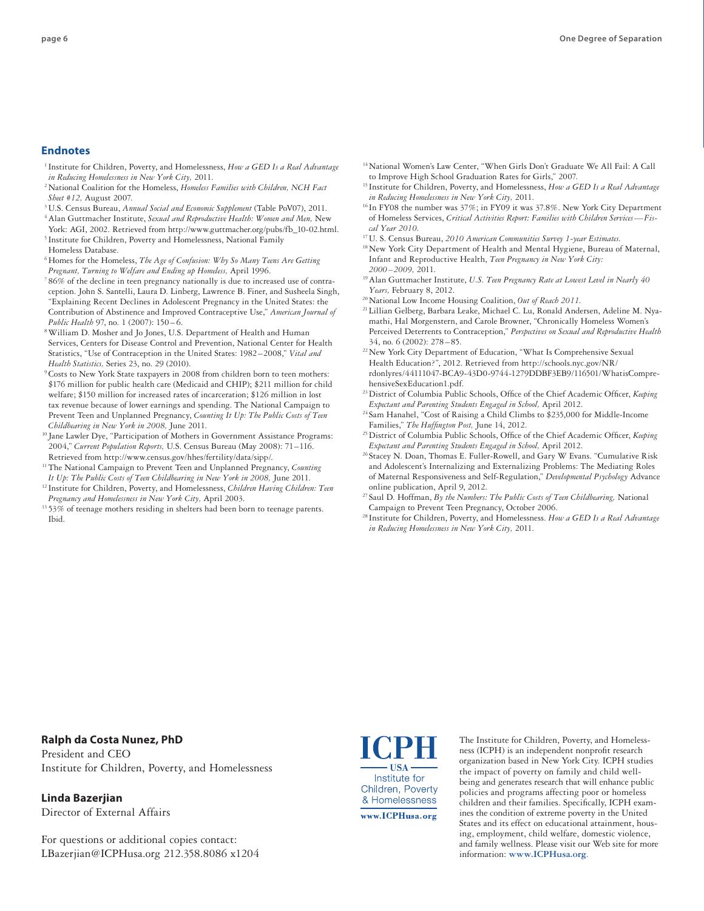## Endnotes

[1] Institute for Children, Poverty, and Homelessness, *How a GED Is a Real Advantage in Reducing Homelessness in New York City,* 2011.

[2] National Coalition for the Homeless, *Homeless Families with Children, NCH Fact Sheet #12,* August 2007.

[3] U.S. Census Bureau, *Annual Social and Economic Supplement* (Table PoV07), 2011.

[4] Alan Guttmacher Institute, *Sexual and Reproductive Health: Women and Men,* New York: AGI, 2002. Retrieved from http://www.guttmacher.org/pubs/fb_10-02.html.

[5] Institute for Children, Poverty and Homelessness, National Family Homeless Database.

[6] Homes for the Homeless, *The Age of Confusion: Why So Many Teens Are Getting Pregnant, Turning to Welfare and Ending up Homeless,* April 1996.

[7] 86% of the decline in teen pregnancy nationally is due to increased use of contraception. John S. Santelli, Laura D. Linberg, Lawrence B. Finer, and Susheela Singh, "Explaining Recent Declines in Adolescent Pregnancy in the United States: the Contribution of Abstinence and Improved Contraceptive Use," *American Journal of Public Health* 97, no. 1 (2007): 150–6.

[8] William D. Mosher and Jo Jones, U.S. Department of Health and Human Services, Centers for Disease Control and Prevention, National Center for Health Statistics, "Use of Contraception in the United States: 1982–2008," *Vital and Health Statistics,* Series 23, no. 29 (2010).

[9] Costs to New York State taxpayers in 2008 from children born to teen mothers: $176 million for public health care (Medicaid and CHIP); $211 million for child welfare; $150 million for increased rates of incarceration; $126 million in lost tax revenue because of lower earnings and spending. The National Campaign to Prevent Teen and Unplanned Pregnancy, *Counting It Up: The Public Costs of Teen Childbearing in New York in 2008,* June 2011.

[10] Jane Lawler Dye, "Participation of Mothers in Government Assistance Programs: 2004," *Current Population Reports,* U.S. Census Bureau (May 2008): 71–116. Retrieved from http://www.census.gov/hhes/fertility/data/sipp/.

[11] The National Campaign to Prevent Teen and Unplanned Pregnancy, *Counting It Up: The Public Costs of Teen Childbearing in New York in 2008,* June 2011.

[12] Institute for Children, Poverty, and Homelessness, *Children Having Children: Teen Pregnancy and Homelessness in New York City,* April 2003.

[13] 53% of teenage mothers residing in shelters had been born to teenage parents. Ibid.

[14] National Women's Law Center, "When Girls Don't Graduate We All Fail: A Call to Improve High School Graduation Rates for Girls," 2007.

[15] Institute for Children, Poverty, and Homelessness, *How a GED Is a Real Advantage in Reducing Homelessness in New York City,* 2011.

[16] In FY08 the number was 37%; in FY09 it was 37.8%. New York City Department of Homeless Services, *Critical Activities Report: Families with Children Services—Fiscal Year 2010.*

[17] U. S. Census Bureau, *2010 American Communities Survey 1-year Estimates.*

[18] New York City Department of Health and Mental Hygiene, Bureau of Maternal, Infant and Reproductive Health, *Teen Pregnancy in New York City: 2000–2009,* 2011.

[19] Alan Guttmacher Institute, *U.S. Teen Pregnancy Rate at Lowest Level in Nearly 40 Years,* February 8, 2012.

[20] National Low Income Housing Coalition, *Out of Reach 2011.*

[21] Lillian Gelberg, Barbara Leake, Michael C. Lu, Ronald Andersen, Adeline M. Nyamathi, Hal Morgenstern, and Carole Browner, "Chronically Homeless Women's Perceived Deterrents to Contraception," *Perspectives on Sexual and Reproductive Health* 34, no. 6 (2002): 278–85.

[22] New York City Department of Education, "What Is Comprehensive Sexual Health Education?", 2012. Retrieved from http://schools.nyc.gov/NR/rdonlyres/44111047-BCA9-43D0-9744-1279DDBF3EB9/116501/WhatisComprehensiveSexEducation1.pdf.

[23] District of Columbia Public Schools, Office of the Chief Academic Officer, *Keeping Expectant and Parenting Students Engaged in School,* April 2012.

[24] Sam Hanahel, "Cost of Raising a Child Climbs to $235,000 for Middle-Income Families," *The Huffington Post,* June 14, 2012.

[25] District of Columbia Public Schools, Office of the Chief Academic Officer, *Keeping Expectant and Parenting Students Engaged in School,* April 2012.

[26] Stacey N. Doan, Thomas E. Fuller-Rowell, and Gary W Evans. "Cumulative Risk and Adolescent's Internalizing and Externalizing Problems: The Mediating Roles of Maternal Responsiveness and Self-Regulation," *Developmental Psychology* Advance online publication, April 9, 2012.

[27] Saul D. Hoffman, *By the Numbers: The Public Costs of Teen Childbearing,* National Campaign to Prevent Teen Pregnancy, October 2006.

[28] Institute for Children, Poverty, and Homelessness. *How a GED Is a Real Advantage in Reducing Homelessness in New York City,* 2011.

**Ralph da Costa Nunez, PhD**
President and CEO
Institute for Children, Poverty, and Homelessness

**Linda Bazerjian**
Director of External Affairs

For questions or additional copies contact:
LBazerjian@ICPHusa.org 212.358.8086 x1204

ICPH
USA
Institute for Children, Poverty & Homelessness
www.ICPHusa.org

The Institute for Children, Poverty, and Homelessness (ICPH) is an independent nonprofit research organization based in New York City. ICPH studies the impact of poverty on family and child well-being and generates research that will enhance public policies and programs affecting poor or homeless children and their families. Specifically, ICPH examines the condition of extreme poverty in the United States and its effect on educational attainment, housing, employment, child welfare, domestic violence, and family wellness. Please visit our Web site for more information: **www.ICPHusa.org**.